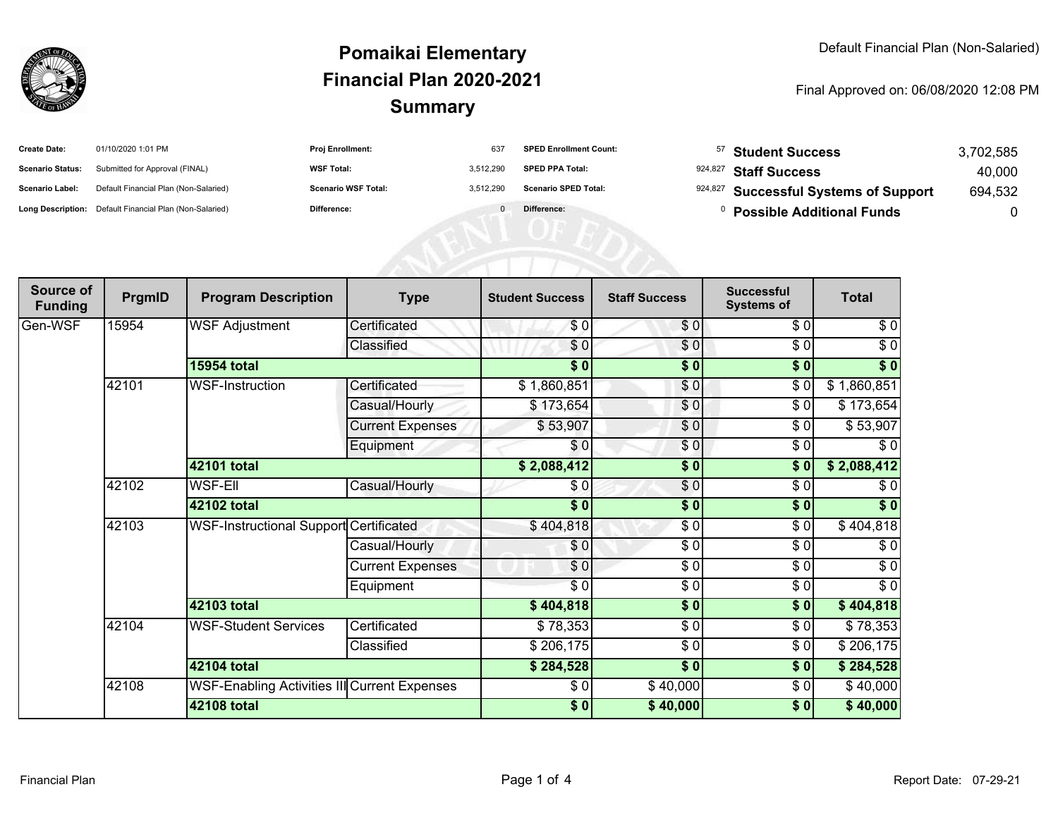Default Financial Plan (Non-Salaried)

# Pomaikai Elementary
## Financial Plan 2020-2021
## Summary

Final Approved on: 06/08/2020 12:08 PM

| | | | | | | | |
|---|---|---|---|---|---|---|---|
| **Create Date:** | 01/10/2020 1:01 PM | **Proj Enrollment:** | 637 | **SPED Enrollment Count:** | 57 | **Student Success** | 3,702,585 |
| **Scenario Status:** | Submitted for Approval (FINAL) | **WSF Total:** | 3,512,290 | **SPED PPA Total:** | 924,827 | **Staff Success** | 40,000 |
| **Scenario Label:** | Default Financial Plan (Non-Salaried) | **Scenario WSF Total:** | 3,512,290 | **Scenario SPED Total:** | 924,827 | **Successful Systems of Support** | 694,532 |
| **Long Description:** | Default Financial Plan (Non-Salaried) | **Difference:** | 0 | **Difference:** | 0 | **Possible Additional Funds** | 0 |

| Source of Funding | PrgmID | Program Description | Type | Student Success | Staff Success | Successful Systems of | Total |
|---|---|---|---|---|---|---|---|
| Gen-WSF | 15954 | WSF Adjustment | Certificated | $ 0 | $ 0 | $ 0 | $ 0 |
| | | | Classified | $ 0 | $ 0 | $ 0 | $ 0 |
| | | **15954 total** | | **$ 0** | **$ 0** | **$ 0** | **$ 0** |
| | 42101 | WSF-Instruction | Certificated | $ 1,860,851 | $ 0 | $ 0 | $ 1,860,851 |
| | | | Casual/Hourly | $ 173,654 | $ 0 | $ 0 | $ 173,654 |
| | | | Current Expenses | $ 53,907 | $ 0 | $ 0 | $ 53,907 |
| | | | Equipment | $ 0 | $ 0 | $ 0 | $ 0 |
| | | **42101 total** | | **$ 2,088,412** | **$ 0** | **$ 0** | **$ 2,088,412** |
| | 42102 | WSF-Ell | Casual/Hourly | $ 0 | $ 0 | $ 0 | $ 0 |
| | | **42102 total** | | **$ 0** | **$ 0** | **$ 0** | **$ 0** |
| | 42103 | WSF-Instructional Support | Certificated | $ 404,818 | $ 0 | $ 0 | $ 404,818 |
| | | | Casual/Hourly | $ 0 | $ 0 | $ 0 | $ 0 |
| | | | Current Expenses | $ 0 | $ 0 | $ 0 | $ 0 |
| | | | Equipment | $ 0 | $ 0 | $ 0 | $ 0 |
| | | **42103 total** | | **$ 404,818** | **$ 0** | **$ 0** | **$ 404,818** |
| | 42104 | WSF-Student Services | Certificated | $ 78,353 | $ 0 | $ 0 | $ 78,353 |
| | | | Classified | $ 206,175 | $ 0 | $ 0 | $ 206,175 |
| | | **42104 total** | | **$ 284,528** | **$ 0** | **$ 0** | **$ 284,528** |
| | 42108 | WSF-Enabling Activities III | Current Expenses | $ 0 | $ 40,000 | $ 0 | $ 40,000 |
| | | **42108 total** | | **$ 0** | **$ 40,000** | **$ 0** | **$ 40,000** |

Financial Plan

Report Date: 07-29-21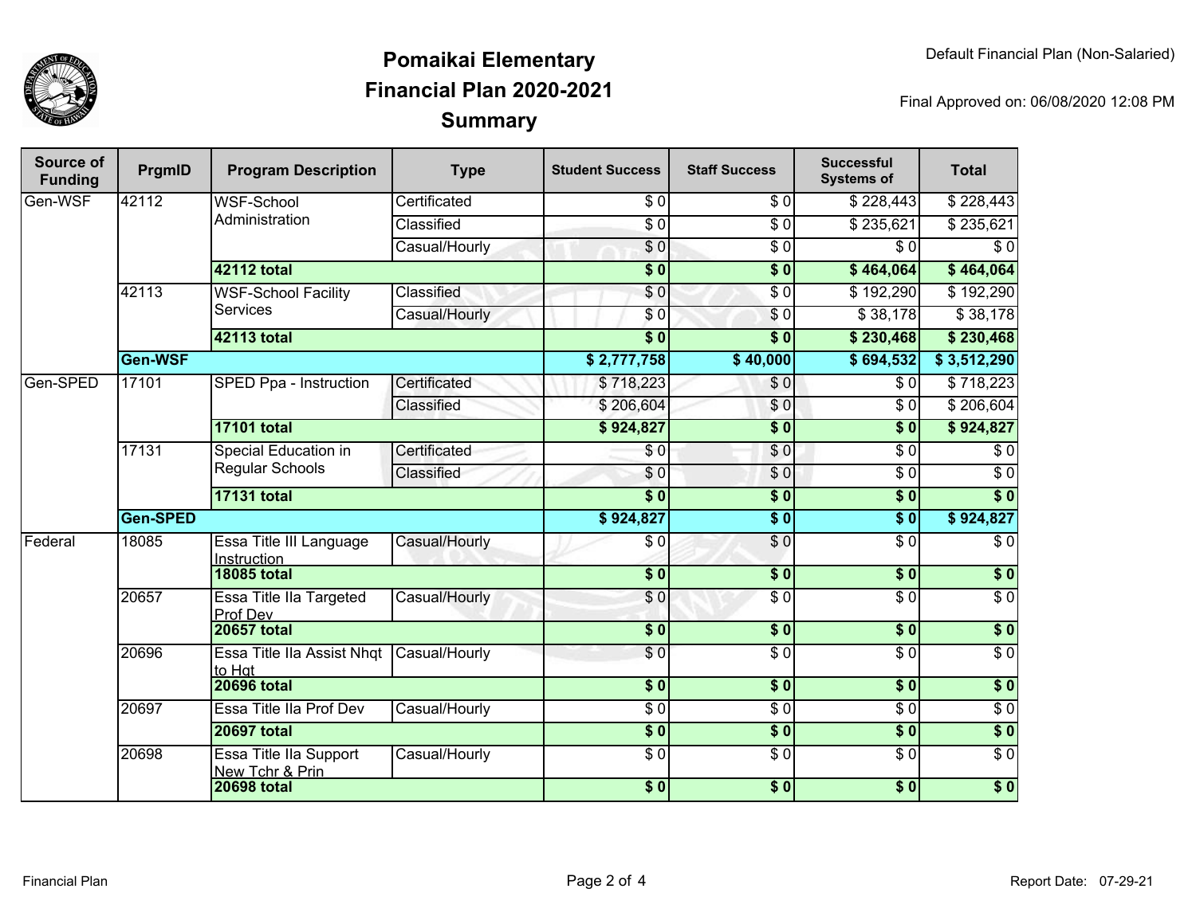# Pomaikai Elementary
## Financial Plan 2020-2021
## Summary

Default Financial Plan (Non-Salaried)

Final Approved on: 06/08/2020 12:08 PM

| Source of Funding | PrgmID | Program Description | Type | Student Success | Staff Success | Successful Systems of | Total |
|---|---|---|---|---|---|---|---|
| Gen-WSF | 42112 | WSF-School Administration | Certificated | $ 0 | $ 0 | $ 228,443 | $ 228,443 |
| | | | Classified | $ 0 | $ 0 | $ 235,621 | $ 235,621 |
| | | | Casual/Hourly | $ 0 | $ 0 | $ 0 | $ 0 |
| | | **42112 total** | | **$ 0** | **$ 0** | **$ 464,064** | **$ 464,064** |
| | 42113 | WSF-School Facility Services | Classified | $ 0 | $ 0 | $ 192,290 | $ 192,290 |
| | | | Casual/Hourly | $ 0 | $ 0 | $ 38,178 | $ 38,178 |
| | | **42113 total** | | **$ 0** | **$ 0** | **$ 230,468** | **$ 230,468** |
| | **Gen-WSF** | | | **$ 2,777,758** | **$ 40,000** | **$ 694,532** | **$ 3,512,290** |
| Gen-SPED | 17101 | SPED Ppa - Instruction | Certificated | $ 718,223 | $ 0 | $ 0 | $ 718,223 |
| | | | Classified | $ 206,604 | $ 0 | $ 0 | $ 206,604 |
| | | **17101 total** | | **$ 924,827** | **$ 0** | **$ 0** | **$ 924,827** |
| | 17131 | Special Education in Regular Schools | Certificated | $ 0 | $ 0 | $ 0 | $ 0 |
| | | | Classified | $ 0 | $ 0 | $ 0 | $ 0 |
| | | **17131 total** | | **$ 0** | **$ 0** | **$ 0** | **$ 0** |
| | **Gen-SPED** | | | **$ 924,827** | **$ 0** | **$ 0** | **$ 924,827** |
| Federal | 18085 | Essa Title III Language Instruction | Casual/Hourly | $ 0 | $ 0 | $ 0 | $ 0 |
| | | **18085 total** | | **$ 0** | **$ 0** | **$ 0** | **$ 0** |
| | 20657 | Essa Title IIa Targeted Prof Dev | Casual/Hourly | $ 0 | $ 0 | $ 0 | $ 0 |
| | | **20657 total** | | **$ 0** | **$ 0** | **$ 0** | **$ 0** |
| | 20696 | Essa Title IIa Assist Nhqt to Hqt | Casual/Hourly | $ 0 | $ 0 | $ 0 | $ 0 |
| | | **20696 total** | | **$ 0** | **$ 0** | **$ 0** | **$ 0** |
| | 20697 | Essa Title IIa Prof Dev | Casual/Hourly | $ 0 | $ 0 | $ 0 | $ 0 |
| | | **20697 total** | | **$ 0** | **$ 0** | **$ 0** | **$ 0** |
| | 20698 | Essa Title IIa Support New Tchr & Prin | Casual/Hourly | $ 0 | $ 0 | $ 0 | $ 0 |
| | | **20698 total** | | **$ 0** | **$ 0** | **$ 0** | **$ 0** |

Financial Plan

Report Date: 07-29-21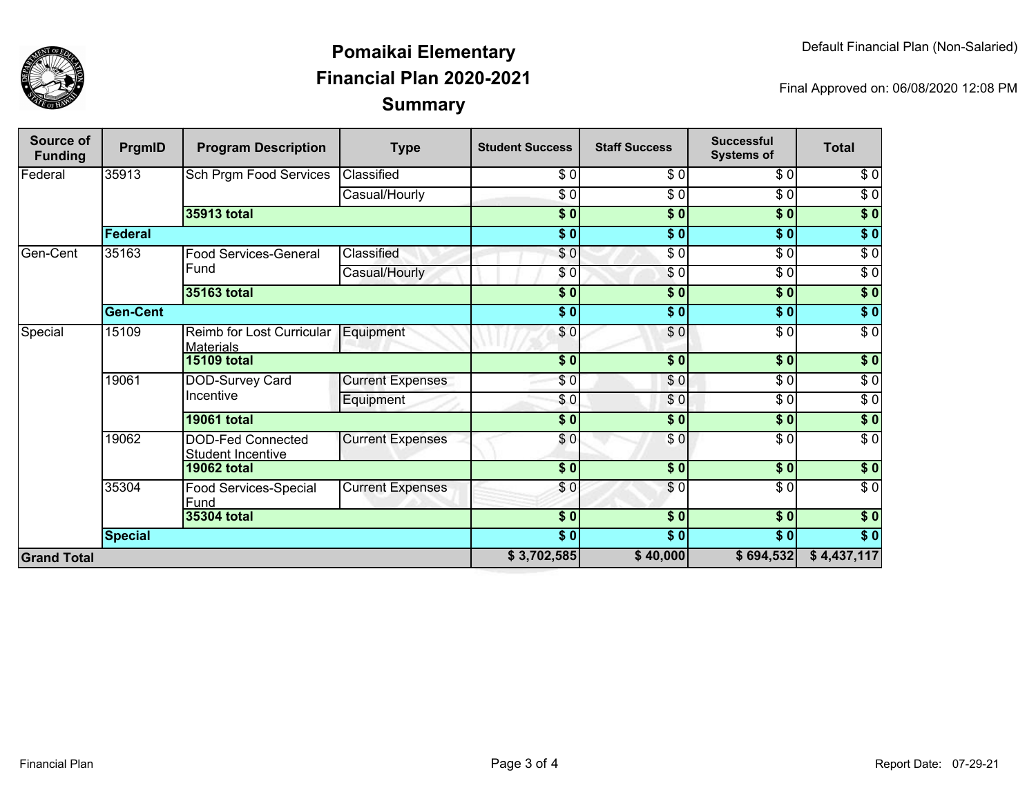# Pomaikai Elementary
# Financial Plan 2020-2021
# Summary

Default Financial Plan (Non-Salaried)

Final Approved on: 06/08/2020 12:08 PM

| Source of Funding | PrgmID | Program Description | Type | Student Success | Staff Success | Successful Systems of | Total |
|---|---|---|---|---|---|---|---|
| Federal | 35913 | Sch Prgm Food Services | Classified | $ 0 | $ 0 | $ 0 | $ 0 |
| | | | Casual/Hourly | $ 0 | $ 0 | $ 0 | $ 0 |
| | | **35913 total** | | **$ 0** | **$ 0** | **$ 0** | **$ 0** |
| | **Federal** | | | **$ 0** | **$ 0** | **$ 0** | **$ 0** |
| Gen-Cent | 35163 | Food Services-General Fund | Classified | $ 0 | $ 0 | $ 0 | $ 0 |
| | | | Casual/Hourly | $ 0 | $ 0 | $ 0 | $ 0 |
| | | **35163 total** | | **$ 0** | **$ 0** | **$ 0** | **$ 0** |
| | **Gen-Cent** | | | **$ 0** | **$ 0** | **$ 0** | **$ 0** |
| Special | 15109 | Reimb for Lost Curricular Materials | Equipment | $ 0 | $ 0 | $ 0 | $ 0 |
| | | **15109 total** | | **$ 0** | **$ 0** | **$ 0** | **$ 0** |
| | 19061 | DOD-Survey Card Incentive | Current Expenses | $ 0 | $ 0 | $ 0 | $ 0 |
| | | | Equipment | $ 0 | $ 0 | $ 0 | $ 0 |
| | | **19061 total** | | **$ 0** | **$ 0** | **$ 0** | **$ 0** |
| | 19062 | DOD-Fed Connected Student Incentive | Current Expenses | $ 0 | $ 0 | $ 0 | $ 0 |
| | | **19062 total** | | **$ 0** | **$ 0** | **$ 0** | **$ 0** |
| | 35304 | Food Services-Special Fund | Current Expenses | $ 0 | $ 0 | $ 0 | $ 0 |
| | | **35304 total** | | **$ 0** | **$ 0** | **$ 0** | **$ 0** |
| | **Special** | | | **$ 0** | **$ 0** | **$ 0** | **$ 0** |
| **Grand Total** | | | | **$ 3,702,585** | **$ 40,000** | **$ 694,532** | **$ 4,437,117** |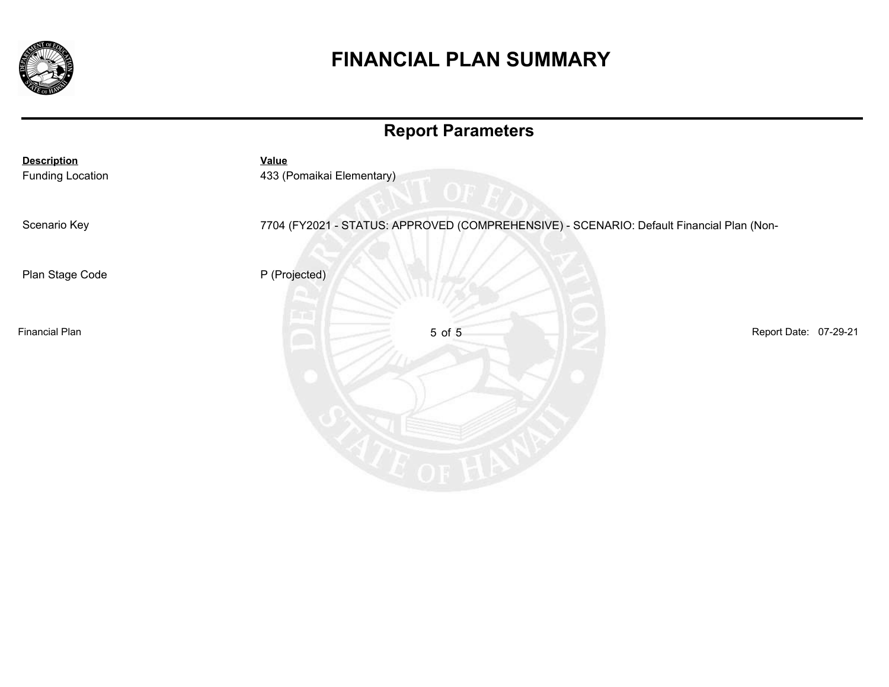# FINANCIAL PLAN SUMMARY

## Report Parameters

| Description | Value |
|---|---|
| Funding Location | 433 (Pomaikai Elementary) |
| Scenario Key | 7704 (FY2021 - STATUS: APPROVED (COMPREHENSIVE) - SCENARIO: Default Financial Plan (Non- |
| Plan Stage Code | P (Projected) |

Financial Plan

Report Date: 07-29-21